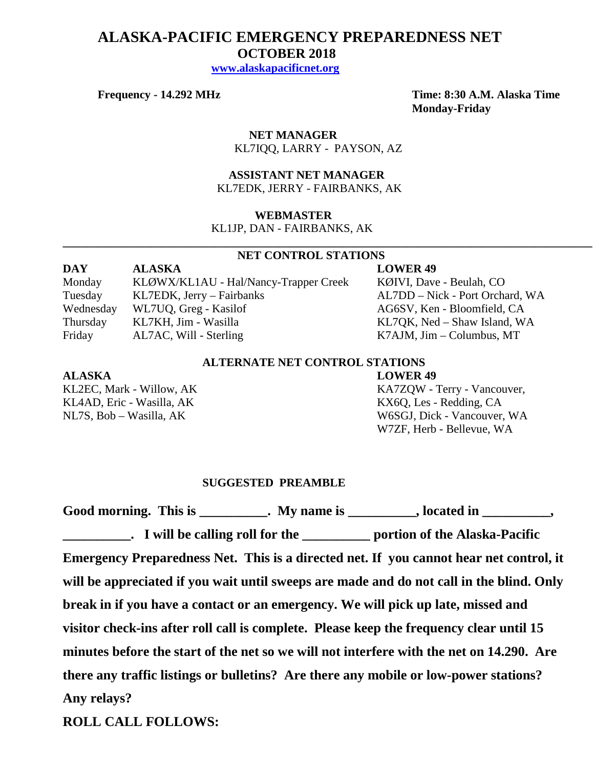# ALASKA-PACIFIC EMERGENCY PREPAREDNESS NET

## OCTOBER 2018

**www.alaskapacificnet.org**

**Frequency - 14.292 MHz**

**Time: 8:30 A.M. Alaska Time Monday-Friday**

**NET MANAGER**

KL7IQQ, LARRY - PAYSON, AZ

**ASSISTANT NET MANAGER**

KL7EDK, JERRY - FAIRBANKS, AK

**WEBMASTER**

KL1JP, DAN - FAIRBANKS, AK

---

### NET CONTROL STATIONS

| DAY | ALASKA | LOWER 49 |
|---|---|---|
| Monday | KLØWX/KL1AU - Hal/Nancy-Trapper Creek | KØIVI, Dave - Beulah, CO |
| Tuesday | KL7EDK, Jerry – Fairbanks | AL7DD – Nick - Port Orchard, WA |
| Wednesday | WL7UQ, Greg - Kasilof | AG6SV, Ken - Bloomfield, CA |
| Thursday | KL7KH, Jim - Wasilla | KL7QK, Ned – Shaw Island, WA |
| Friday | AL7AC, Will - Sterling | K7AJM, Jim – Columbus, MT |

### ALTERNATE NET CONTROL STATIONS

| ALASKA | LOWER 49 |
|---|---|
| KL2EC, Mark - Willow, AK | KA7ZQW - Terry - Vancouver, |
| KL4AD, Eric - Wasilla, AK | KX6Q, Les - Redding, CA |
| NL7S, Bob – Wasilla, AK | W6SGJ, Dick - Vancouver, WA |
| | W7ZF, Herb - Bellevue, WA |

### SUGGESTED PREAMBLE

**Good morning. This is __________. My name is __________, located in __________, __________. I will be calling roll for the __________ portion of the Alaska-Pacific Emergency Preparedness Net. This is a directed net. If you cannot hear net control, it will be appreciated if you wait until sweeps are made and do not call in the blind. Only break in if you have a contact or an emergency. We will pick up late, missed and visitor check-ins after roll call is complete. Please keep the frequency clear until 15 minutes before the start of the net so we will not interfere with the net on 14.290. Are there any traffic listings or bulletins? Are there any mobile or low-power stations? Any relays?**

**ROLL CALL FOLLOWS:**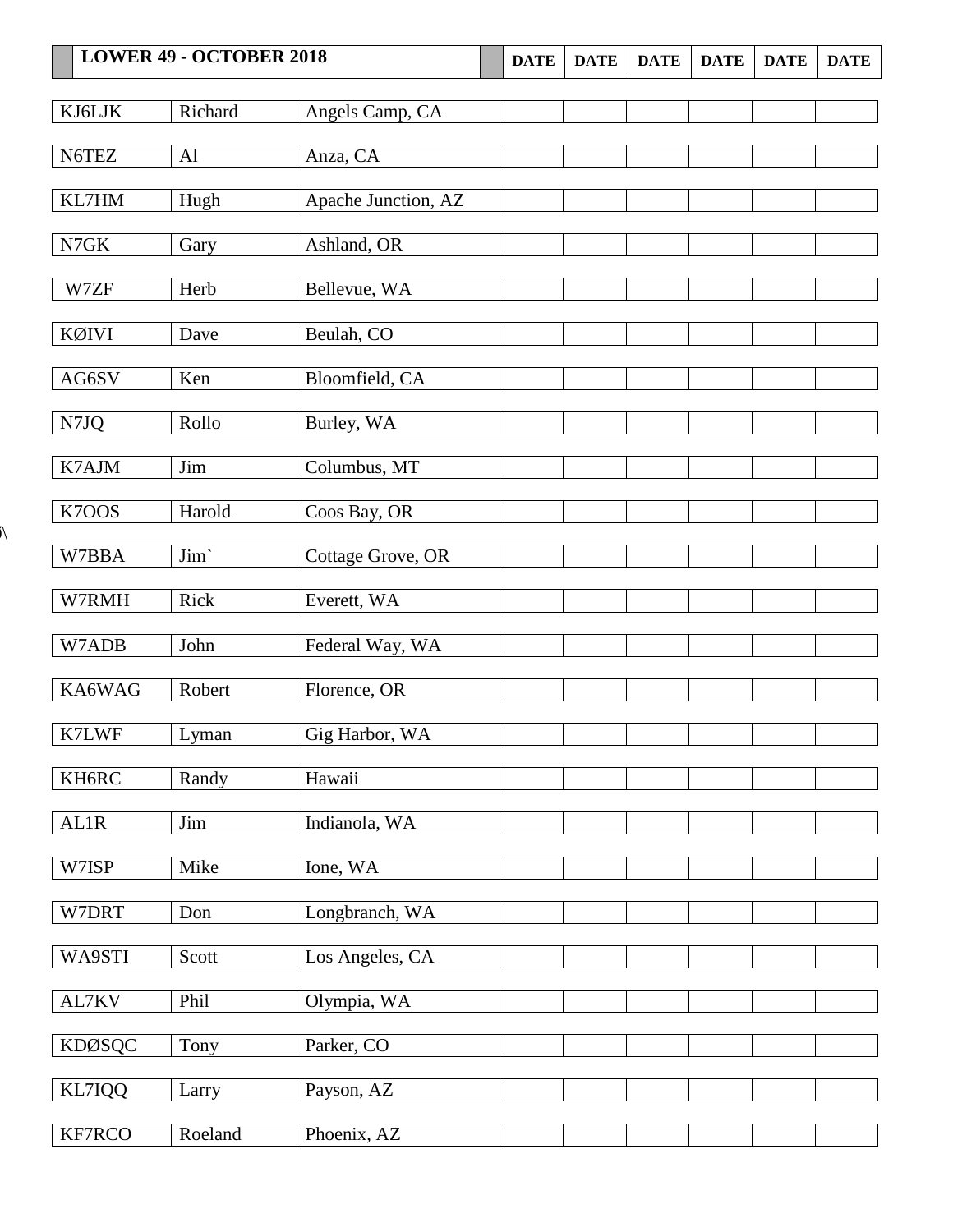| LOWER 49 - OCTOBER 2018 | | | DATE | DATE | DATE | DATE | DATE | DATE |
|---|---|---|---|---|---|---|---|---|
| KJ6LJK | Richard | Angels Camp, CA | | | | | | |
| N6TEZ | Al | Anza, CA | | | | | | |
| KL7HM | Hugh | Apache Junction, AZ | | | | | | |
| N7GK | Gary | Ashland, OR | | | | | | |
| W7ZF | Herb | Bellevue, WA | | | | | | |
| KØIVI | Dave | Beulah, CO | | | | | | |
| AG6SV | Ken | Bloomfield, CA | | | | | | |
| N7JQ | Rollo | Burley, WA | | | | | | |
| K7AJM | Jim | Columbus, MT | | | | | | |
| K7OOS | Harold | Coos Bay, OR | | | | | | |
| W7BBA | Jim` | Cottage Grove, OR | | | | | | |
| W7RMH | Rick | Everett, WA | | | | | | |
| W7ADB | John | Federal Way, WA | | | | | | |
| KA6WAG | Robert | Florence, OR | | | | | | |
| K7LWF | Lyman | Gig Harbor, WA | | | | | | |
| KH6RC | Randy | Hawaii | | | | | | |
| AL1R | Jim | Indianola, WA | | | | | | |
| W7ISP | Mike | Ione, WA | | | | | | |
| W7DRT | Don | Longbranch, WA | | | | | | |
| WA9STI | Scott | Los Angeles, CA | | | | | | |
| AL7KV | Phil | Olympia, WA | | | | | | |
| KDØSQC | Tony | Parker, CO | | | | | | |
| KL7IQQ | Larry | Payson, AZ | | | | | | |
| KF7RCO | Roeland | Phoenix, AZ | | | | | | |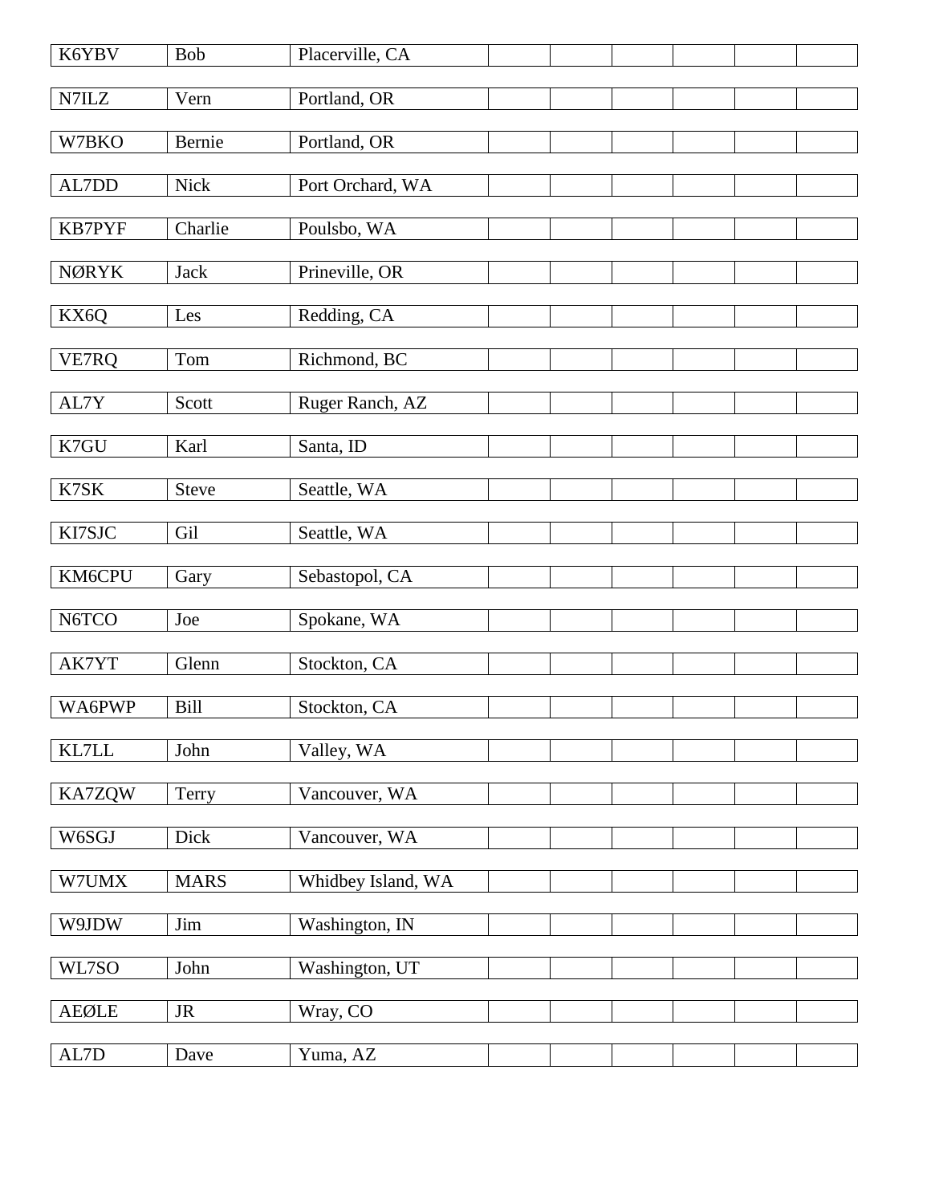| K6YBV | Bob | Placerville, CA | | | | | |
|---|---|---|---|---|---|---|---|
| N7ILZ | Vern | Portland, OR | | | | | |
| W7BKO | Bernie | Portland, OR | | | | | |
| AL7DD | Nick | Port Orchard, WA | | | | | |
| KB7PYF | Charlie | Poulsbo, WA | | | | | |
| NØRYK | Jack | Prineville, OR | | | | | |
| KX6Q | Les | Redding, CA | | | | | |
| VE7RQ | Tom | Richmond, BC | | | | | |
| AL7Y | Scott | Ruger Ranch, AZ | | | | | |
| K7GU | Karl | Santa, ID | | | | | |
| K7SK | Steve | Seattle, WA | | | | | |
| KI7SJC | Gil | Seattle, WA | | | | | |
| KM6CPU | Gary | Sebastopol, CA | | | | | |
| N6TCO | Joe | Spokane, WA | | | | | |
| AK7YT | Glenn | Stockton, CA | | | | | |
| WA6PWP | Bill | Stockton, CA | | | | | |
| KL7LL | John | Valley, WA | | | | | |
| KA7ZQW | Terry | Vancouver, WA | | | | | |
| W6SGJ | Dick | Vancouver, WA | | | | | |
| W7UMX | MARS | Whidbey Island, WA | | | | | |
| W9JDW | Jim | Washington, IN | | | | | |
| WL7SO | John | Washington, UT | | | | | |
| AEØLE | JR | Wray, CO | | | | | |
| AL7D | Dave | Yuma, AZ | | | | | |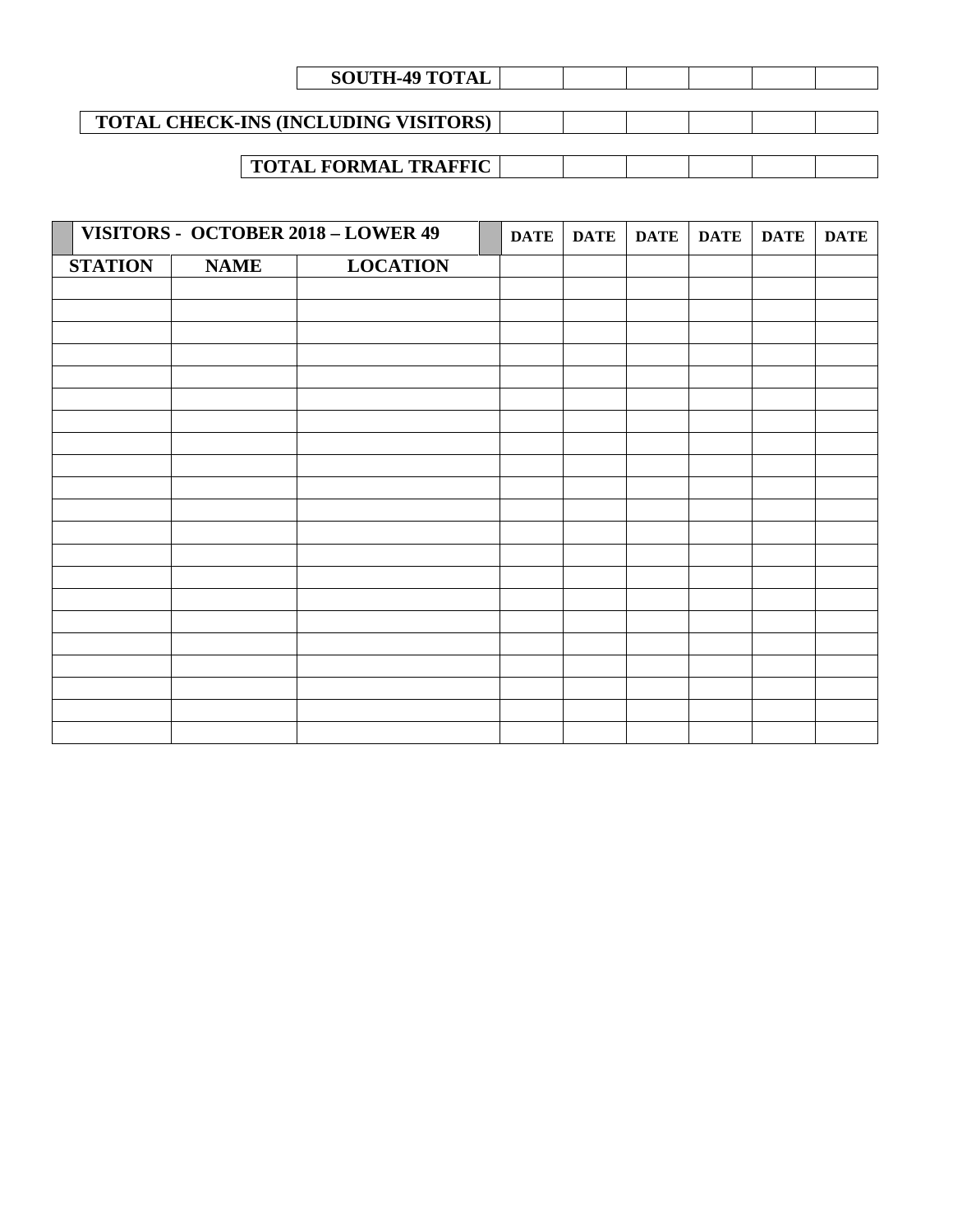| SOUTH-49 TOTAL | | | | | | |
|---|---|---|---|---|---|---|

| TOTAL CHECK-INS (INCLUDING VISITORS) | | | | | | |
|---|---|---|---|---|---|---|

| TOTAL FORMAL TRAFFIC | | | | | | |
|---|---|---|---|---|---|---|

| VISITORS - OCTOBER 2018 – LOWER 49 | | | DATE | DATE | DATE | DATE | DATE | DATE |
|---|---|---|---|---|---|---|---|---|
| STATION | NAME | LOCATION | | | | | | |
| | | | | | | | | |
| | | | | | | | | |
| | | | | | | | | |
| | | | | | | | | |
| | | | | | | | | |
| | | | | | | | | |
| | | | | | | | | |
| | | | | | | | | |
| | | | | | | | | |
| | | | | | | | | |
| | | | | | | | | |
| | | | | | | | | |
| | | | | | | | | |
| | | | | | | | | |
| | | | | | | | | |
| | | | | | | | | |
| | | | | | | | | |
| | | | | | | | | |
| | | | | | | | | |
| | | | | | | | | |
| | | | | | | | | |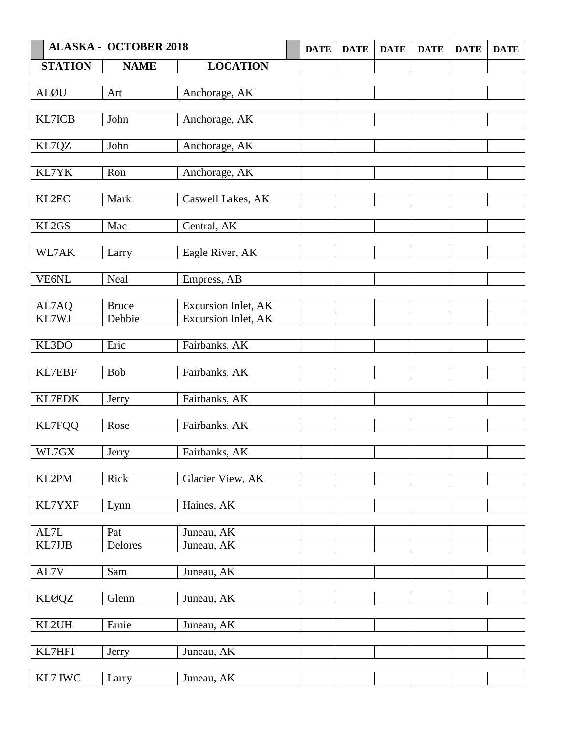| ALASKA - OCTOBER 2018 | | | DATE | DATE | DATE | DATE | DATE | DATE |
|---|---|---|---|---|---|---|---|---|
| STATION | NAME | LOCATION | | | | | | |
| ALØU | Art | Anchorage, AK | | | | | | |
| KL7ICB | John | Anchorage, AK | | | | | | |
| KL7QZ | John | Anchorage, AK | | | | | | |
| KL7YK | Ron | Anchorage, AK | | | | | | |
| KL2EC | Mark | Caswell Lakes, AK | | | | | | |
| KL2GS | Mac | Central, AK | | | | | | |
| WL7AK | Larry | Eagle River, AK | | | | | | |
| VE6NL | Neal | Empress, AB | | | | | | |
| AL7AQ | Bruce | Excursion Inlet, AK | | | | | | |
| KL7WJ | Debbie | Excursion Inlet, AK | | | | | | |
| KL3DO | Eric | Fairbanks, AK | | | | | | |
| KL7EBF | Bob | Fairbanks, AK | | | | | | |
| KL7EDK | Jerry | Fairbanks, AK | | | | | | |
| KL7FQQ | Rose | Fairbanks, AK | | | | | | |
| WL7GX | Jerry | Fairbanks, AK | | | | | | |
| KL2PM | Rick | Glacier View, AK | | | | | | |
| KL7YXF | Lynn | Haines, AK | | | | | | |
| AL7L | Pat | Juneau, AK | | | | | | |
| KL7JJB | Delores | Juneau, AK | | | | | | |
| AL7V | Sam | Juneau, AK | | | | | | |
| KLØQZ | Glenn | Juneau, AK | | | | | | |
| KL2UH | Ernie | Juneau, AK | | | | | | |
| KL7HFI | Jerry | Juneau, AK | | | | | | |
| KL7 IWC | Larry | Juneau, AK | | | | | | |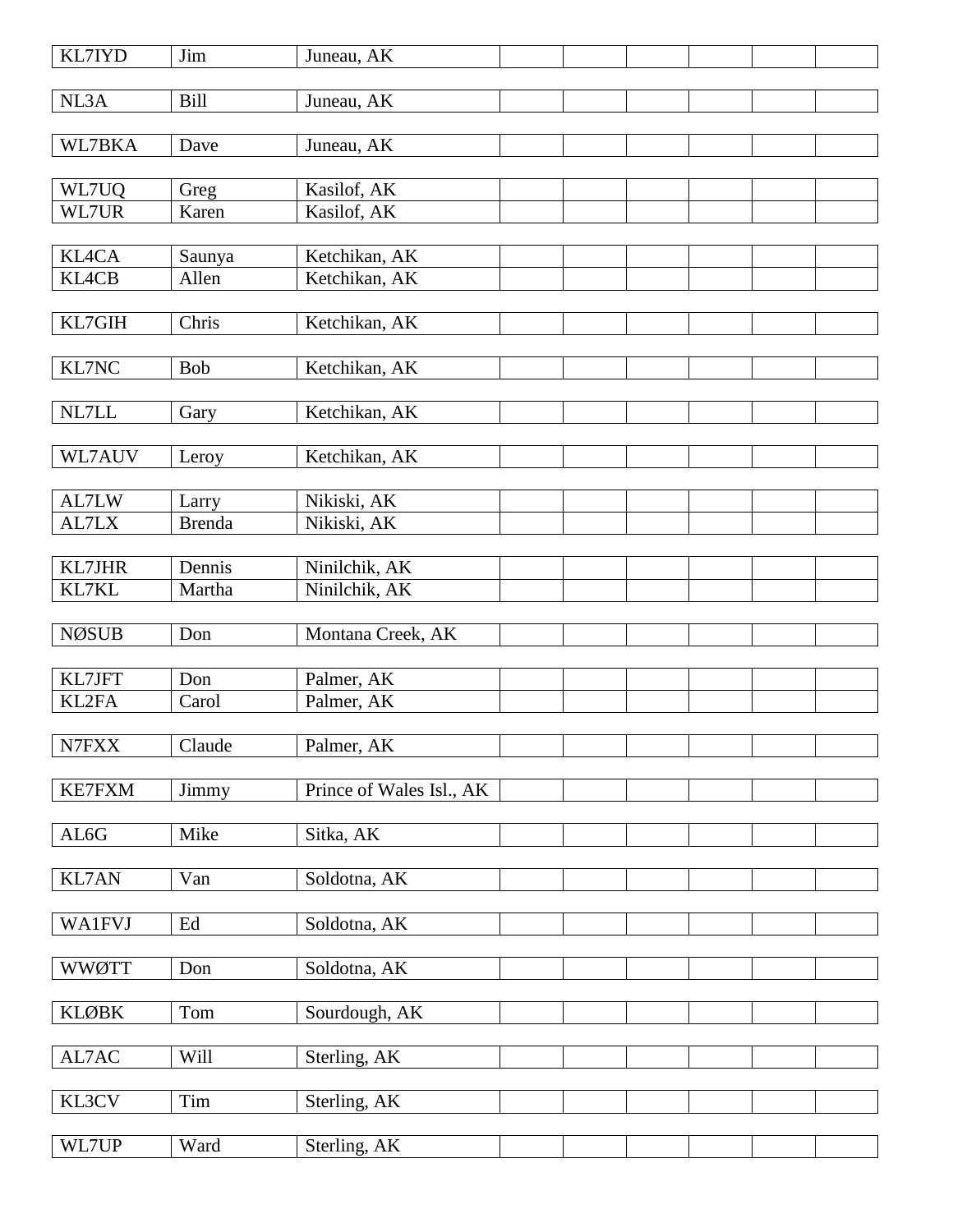| | | | | | | | | |
|---|---|---|---|---|---|---|---|---|
| KL7IYD | Jim | Juneau, AK | | | | | | |
| NL3A | Bill | Juneau, AK | | | | | | |
| WL7BKA | Dave | Juneau, AK | | | | | | |
| WL7UQ | Greg | Kasilof, AK | | | | | | |
| WL7UR | Karen | Kasilof, AK | | | | | | |
| KL4CA | Saunya | Ketchikan, AK | | | | | | |
| KL4CB | Allen | Ketchikan, AK | | | | | | |
| KL7GIH | Chris | Ketchikan, AK | | | | | | |
| KL7NC | Bob | Ketchikan, AK | | | | | | |
| NL7LL | Gary | Ketchikan, AK | | | | | | |
| WL7AUV | Leroy | Ketchikan, AK | | | | | | |
| AL7LW | Larry | Nikiski, AK | | | | | | |
| AL7LX | Brenda | Nikiski, AK | | | | | | |
| KL7JHR | Dennis | Ninilchik, AK | | | | | | |
| KL7KL | Martha | Ninilchik, AK | | | | | | |
| NØSUB | Don | Montana Creek, AK | | | | | | |
| KL7JFT | Don | Palmer, AK | | | | | | |
| KL2FA | Carol | Palmer, AK | | | | | | |
| N7FXX | Claude | Palmer, AK | | | | | | |
| KE7FXM | Jimmy | Prince of Wales Isl., AK | | | | | | |
| AL6G | Mike | Sitka, AK | | | | | | |
| KL7AN | Van | Soldotna, AK | | | | | | |
| WA1FVJ | Ed | Soldotna, AK | | | | | | |
| WWØTT | Don | Soldotna, AK | | | | | | |
| KLØBK | Tom | Sourdough, AK | | | | | | |
| AL7AC | Will | Sterling, AK | | | | | | |
| KL3CV | Tim | Sterling, AK | | | | | | |
| WL7UP | Ward | Sterling, AK | | | | | | |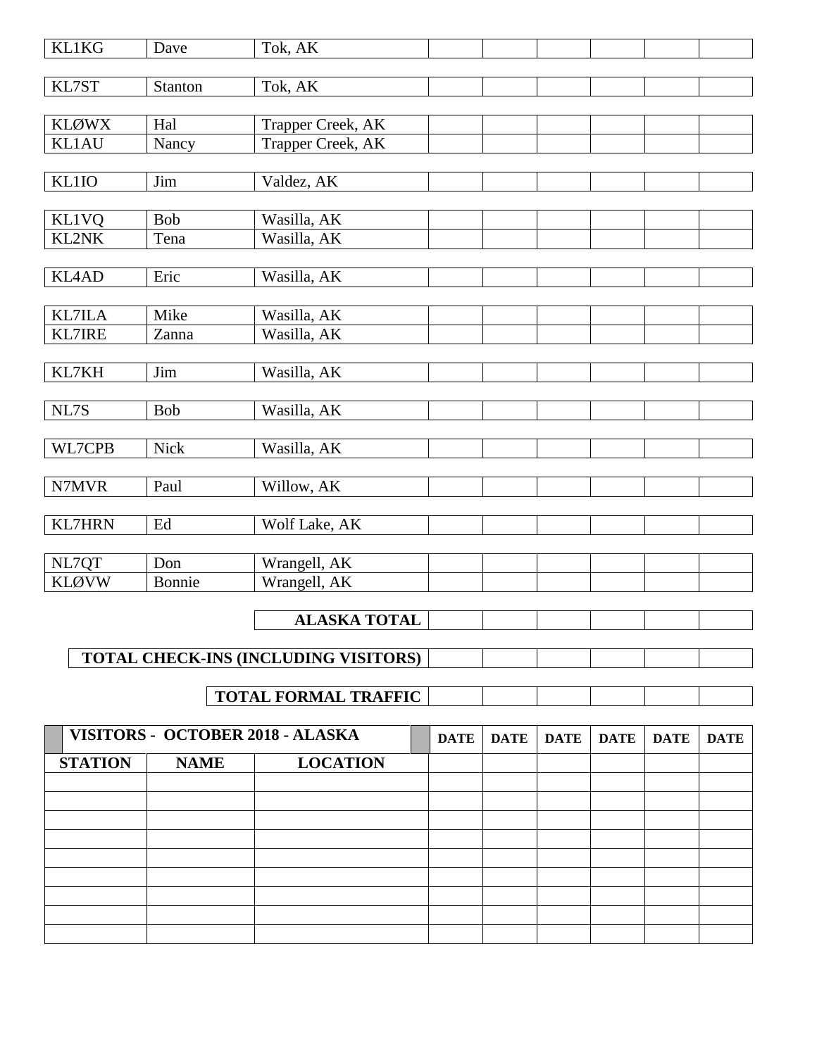| | | | | | | | | |
|---|---|---|---|---|---|---|---|---|
| KL1KG | Dave | Tok, AK | | | | | | |
| KL7ST | Stanton | Tok, AK | | | | | | |
| KLØWX | Hal | Trapper Creek, AK | | | | | | |
| KL1AU | Nancy | Trapper Creek, AK | | | | | | |
| KL1IO | Jim | Valdez, AK | | | | | | |
| KL1VQ | Bob | Wasilla, AK | | | | | | |
| KL2NK | Tena | Wasilla, AK | | | | | | |
| KL4AD | Eric | Wasilla, AK | | | | | | |
| KL7ILA | Mike | Wasilla, AK | | | | | | |
| KL7IRE | Zanna | Wasilla, AK | | | | | | |
| KL7KH | Jim | Wasilla, AK | | | | | | |
| NL7S | Bob | Wasilla, AK | | | | | | |
| WL7CPB | Nick | Wasilla, AK | | | | | | |
| N7MVR | Paul | Willow, AK | | | | | | |
| KL7HRN | Ed | Wolf Lake, AK | | | | | | |
| NL7QT | Don | Wrangell, AK | | | | | | |
| KLØVW | Bonnie | Wrangell, AK | | | | | | |
| | | **ALASKA TOTAL** | | | | | | |
| | | **TOTAL CHECK-INS (INCLUDING VISITORS)** | | | | | | |
| | | **TOTAL FORMAL TRAFFIC** | | | | | | |

| **VISITORS - OCTOBER 2018 - ALASKA** | | | **DATE** | **DATE** | **DATE** | **DATE** | **DATE** | **DATE** |
|---|---|---|---|---|---|---|---|---|
| **STATION** | **NAME** | **LOCATION** | | | | | | |
| | | | | | | | | |
| | | | | | | | | |
| | | | | | | | | |
| | | | | | | | | |
| | | | | | | | | |
| | | | | | | | | |
| | | | | | | | | |
| | | | | | | | | |
| | | | | | | | | |